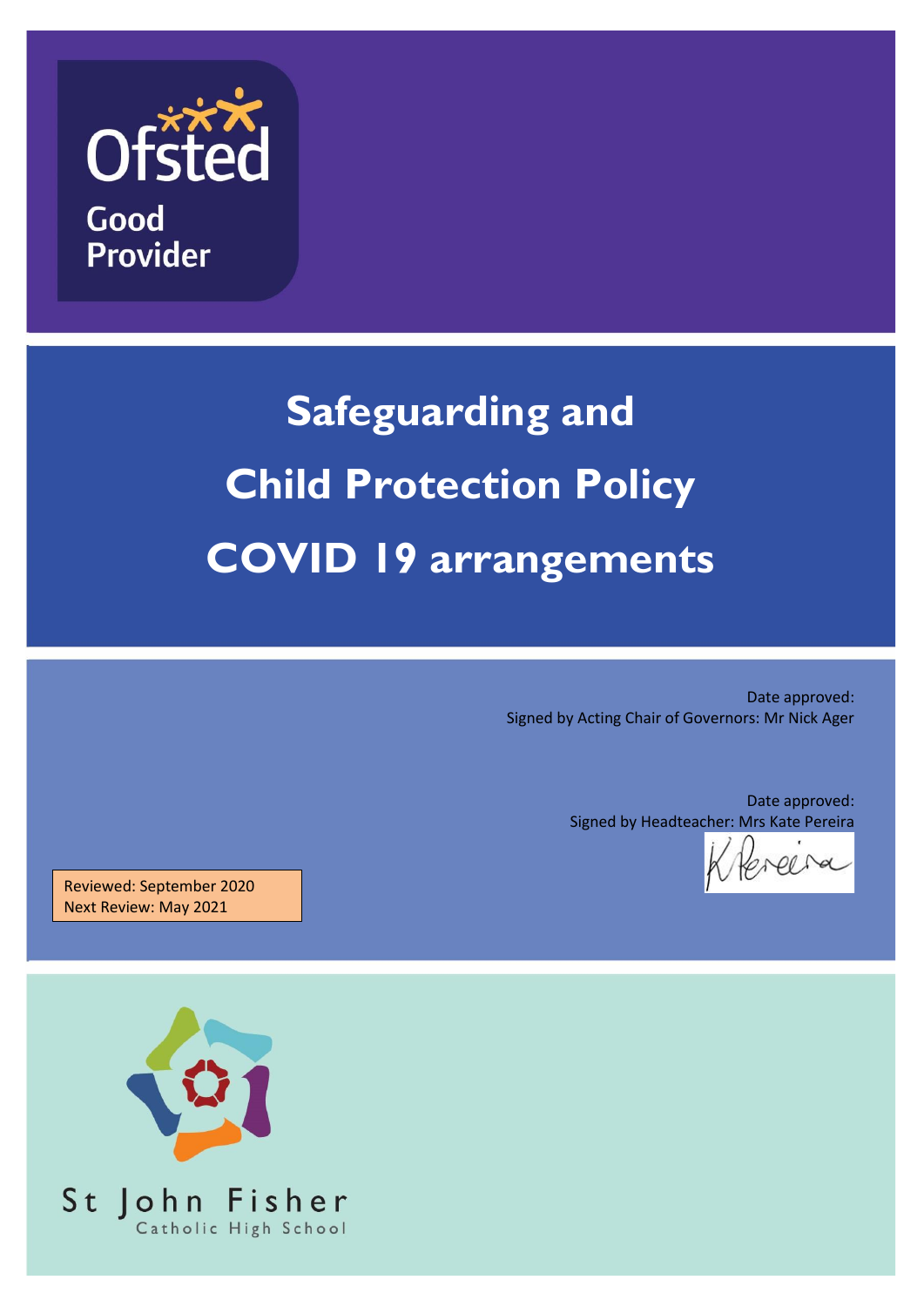Ofsted

Good Provider

# Safeguarding and Child Protection Policy COVID 19 arrangements

Date approved:
Signed by Acting Chair of Governors: Mr Nick Ager

Date approved:
Signed by Headteacher: Mrs Kate Pereira

Reviewed: September 2020
Next Review: May 2021

St John Fisher
Catholic High School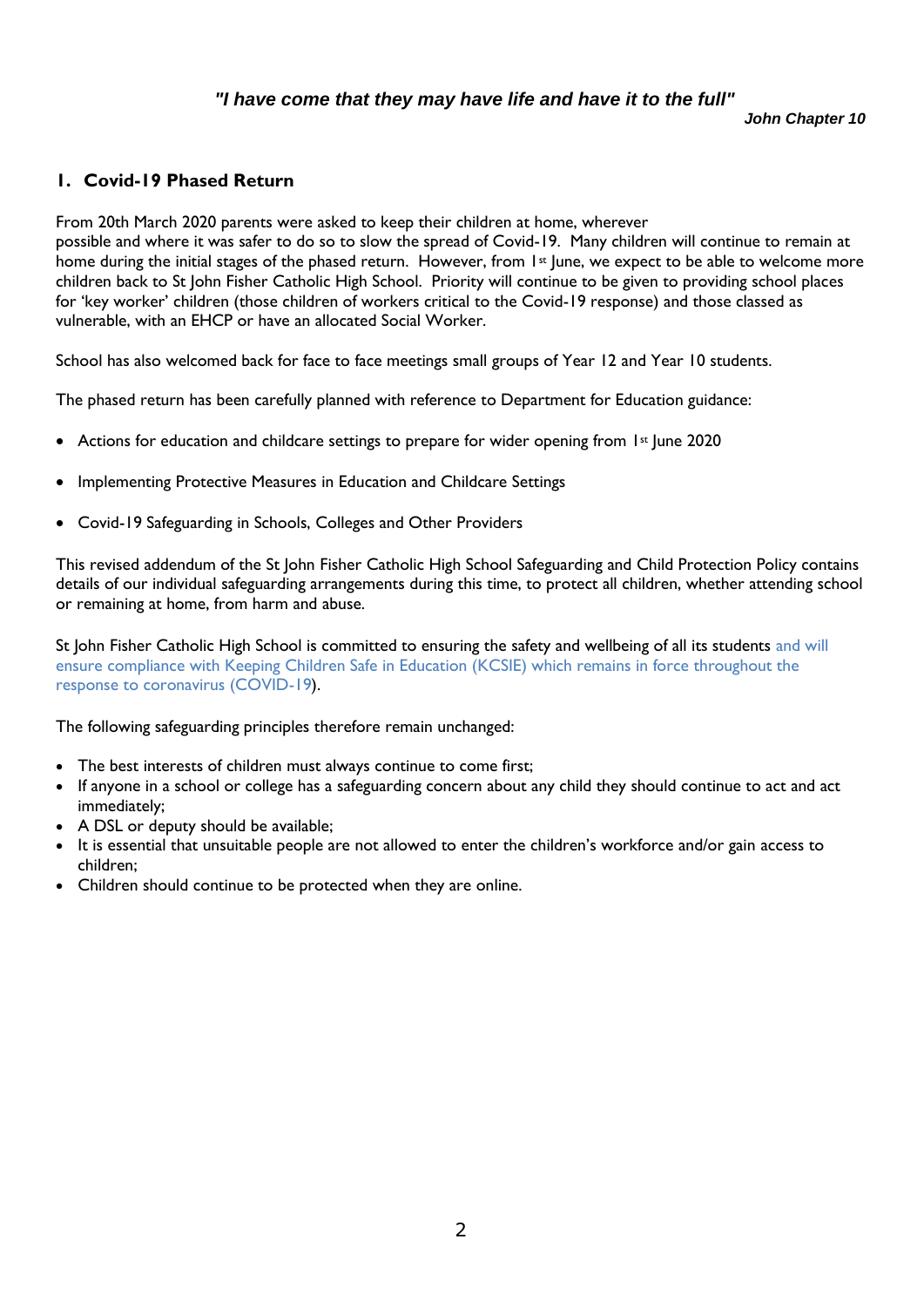*"I have come that they may have life and have it to the full"*

***John Chapter 10***

## 1. Covid-19 Phased Return

From 20th March 2020 parents were asked to keep their children at home, wherever possible and where it was safer to do so to slow the spread of Covid-19. Many children will continue to remain at home during the initial stages of the phased return. However, from 1st June, we expect to be able to welcome more children back to St John Fisher Catholic High School. Priority will continue to be given to providing school places for 'key worker' children (those children of workers critical to the Covid-19 response) and those classed as vulnerable, with an EHCP or have an allocated Social Worker.

School has also welcomed back for face to face meetings small groups of Year 12 and Year 10 students.

The phased return has been carefully planned with reference to Department for Education guidance:

- Actions for education and childcare settings to prepare for wider opening from 1st June 2020
- Implementing Protective Measures in Education and Childcare Settings
- Covid-19 Safeguarding in Schools, Colleges and Other Providers

This revised addendum of the St John Fisher Catholic High School Safeguarding and Child Protection Policy contains details of our individual safeguarding arrangements during this time, to protect all children, whether attending school or remaining at home, from harm and abuse.

St John Fisher Catholic High School is committed to ensuring the safety and wellbeing of all its students and will ensure compliance with Keeping Children Safe in Education (KCSIE) which remains in force throughout the response to coronavirus (COVID-19).

The following safeguarding principles therefore remain unchanged:

- The best interests of children must always continue to come first;
- If anyone in a school or college has a safeguarding concern about any child they should continue to act and act immediately;
- A DSL or deputy should be available;
- It is essential that unsuitable people are not allowed to enter the children's workforce and/or gain access to children;
- Children should continue to be protected when they are online.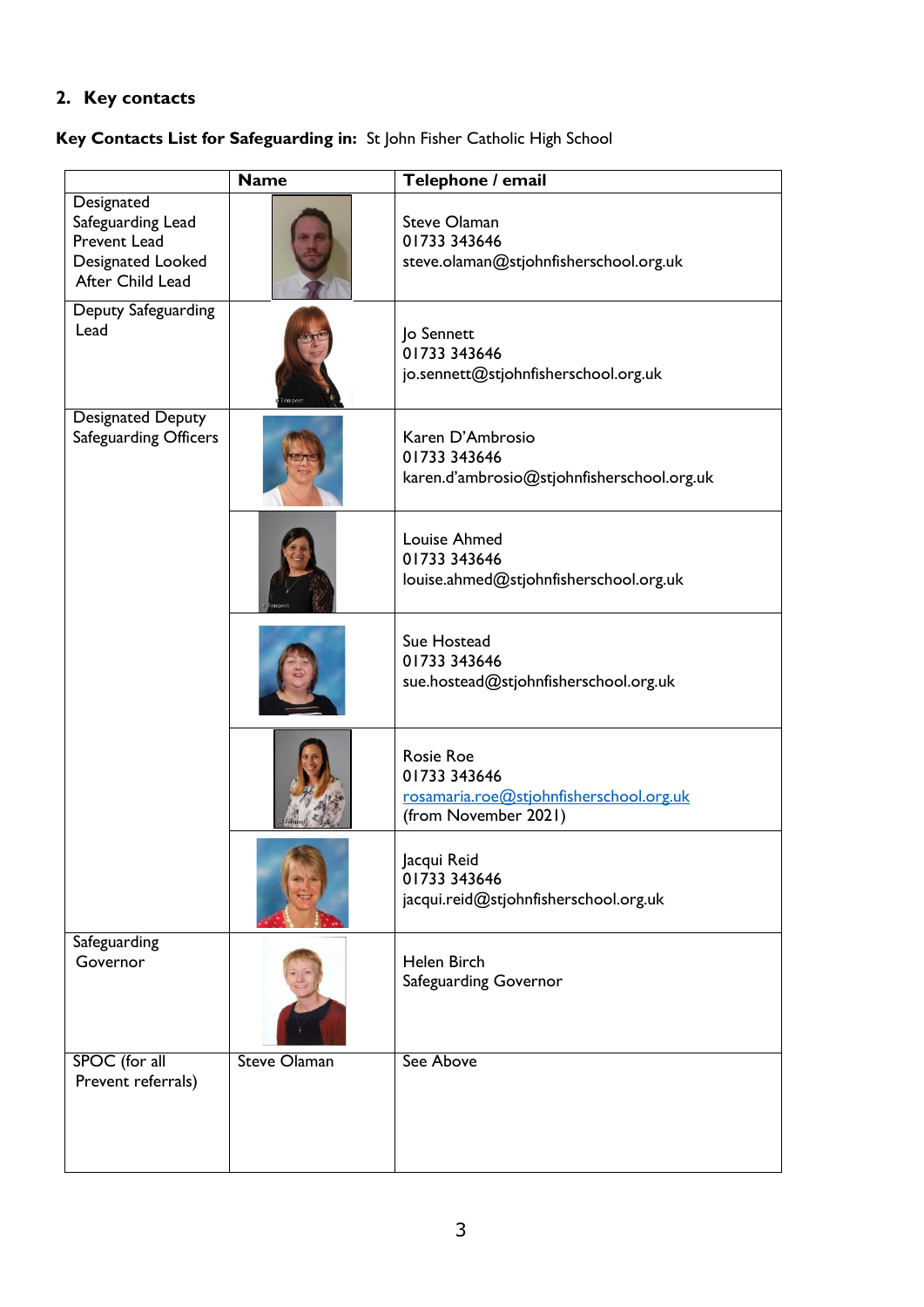## 2. Key contacts

**Key Contacts List for Safeguarding in:** St John Fisher Catholic High School

| | Name | Telephone / email |
|---|---|---|
| Designated Safeguarding Lead Prevent Lead Designated Looked After Child Lead | | Steve Olaman<br>01733 343646<br>steve.olaman@stjohnfisherschool.org.uk |
| Deputy Safeguarding Lead | | Jo Sennett<br>01733 343646<br>jo.sennett@stjohnfisherschool.org.uk |
| Designated Deputy Safeguarding Officers | | Karen D'Ambrosio<br>01733 343646<br>karen.d'ambrosio@stjohnfisherschool.org.uk |
| | | Louise Ahmed<br>01733 343646<br>louise.ahmed@stjohnfisherschool.org.uk |
| | | Sue Hostead<br>01733 343646<br>sue.hostead@stjohnfisherschool.org.uk |
| | | Rosie Roe<br>01733 343646<br>rosamaria.roe@stjohnfisherschool.org.uk<br>(from November 2021) |
| | | Jacqui Reid<br>01733 343646<br>jacqui.reid@stjohnfisherschool.org.uk |
| Safeguarding Governor | | Helen Birch<br>Safeguarding Governor |
| SPOC (for all Prevent referrals) | Steve Olaman | See Above |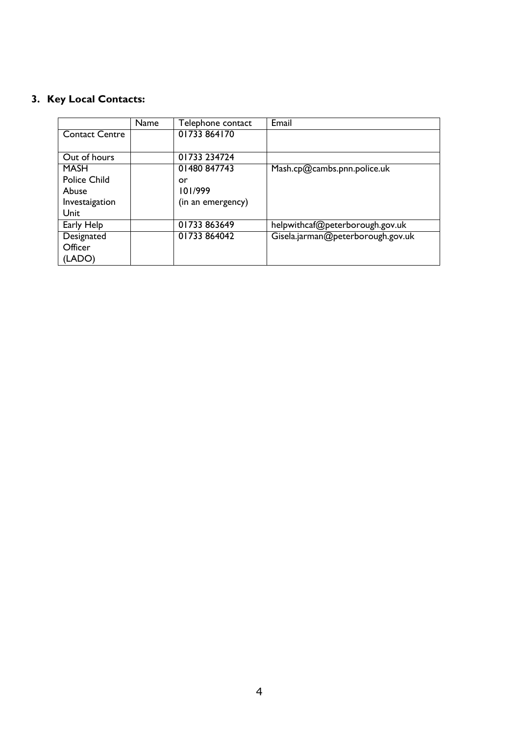## 3. Key Local Contacts:

| | Name | Telephone contact | Email |
|---|---|---|---|
| Contact Centre | | 01733 864170 | |
| Out of hours | | 01733 234724 | |
| MASH Police Child Abuse Investaigation Unit | | 01480 847743 or 101/999 (in an emergency) | Mash.cp@cambs.pnn.police.uk |
| Early Help | | 01733 863649 | helpwithcaf@peterborough.gov.uk |
| Designated Officer (LADO) | | 01733 864042 | Gisela.jarman@peterborough.gov.uk |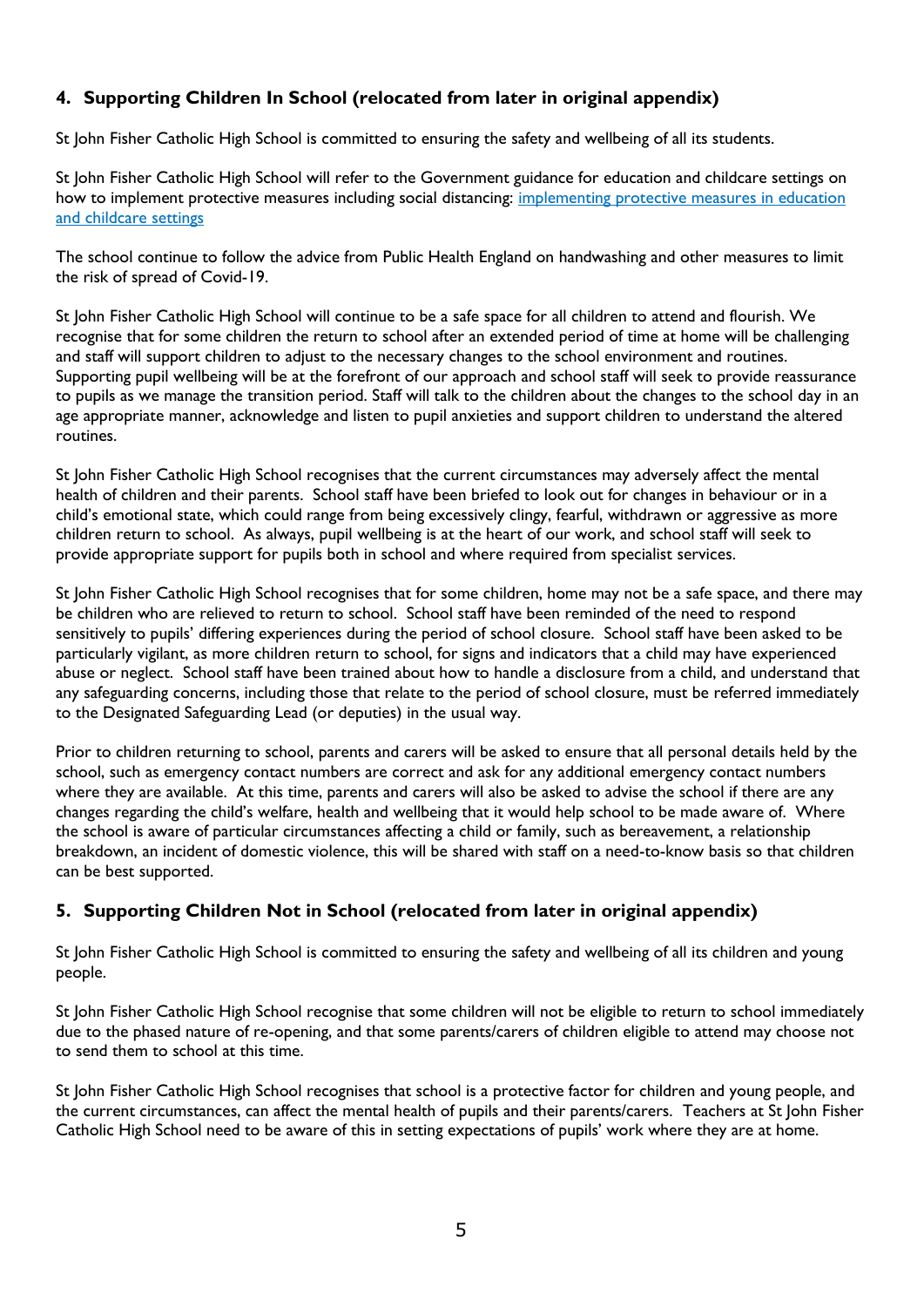## 4. Supporting Children In School (relocated from later in original appendix)

St John Fisher Catholic High School is committed to ensuring the safety and wellbeing of all its students.

St John Fisher Catholic High School will refer to the Government guidance for education and childcare settings on how to implement protective measures including social distancing: [implementing protective measures in education and childcare settings]()

The school continue to follow the advice from Public Health England on handwashing and other measures to limit the risk of spread of Covid-19.

St John Fisher Catholic High School will continue to be a safe space for all children to attend and flourish. We recognise that for some children the return to school after an extended period of time at home will be challenging and staff will support children to adjust to the necessary changes to the school environment and routines. Supporting pupil wellbeing will be at the forefront of our approach and school staff will seek to provide reassurance to pupils as we manage the transition period. Staff will talk to the children about the changes to the school day in an age appropriate manner, acknowledge and listen to pupil anxieties and support children to understand the altered routines.

St John Fisher Catholic High School recognises that the current circumstances may adversely affect the mental health of children and their parents. School staff have been briefed to look out for changes in behaviour or in a child's emotional state, which could range from being excessively clingy, fearful, withdrawn or aggressive as more children return to school. As always, pupil wellbeing is at the heart of our work, and school staff will seek to provide appropriate support for pupils both in school and where required from specialist services.

St John Fisher Catholic High School recognises that for some children, home may not be a safe space, and there may be children who are relieved to return to school. School staff have been reminded of the need to respond sensitively to pupils' differing experiences during the period of school closure. School staff have been asked to be particularly vigilant, as more children return to school, for signs and indicators that a child may have experienced abuse or neglect. School staff have been trained about how to handle a disclosure from a child, and understand that any safeguarding concerns, including those that relate to the period of school closure, must be referred immediately to the Designated Safeguarding Lead (or deputies) in the usual way.

Prior to children returning to school, parents and carers will be asked to ensure that all personal details held by the school, such as emergency contact numbers are correct and ask for any additional emergency contact numbers where they are available. At this time, parents and carers will also be asked to advise the school if there are any changes regarding the child's welfare, health and wellbeing that it would help school to be made aware of. Where the school is aware of particular circumstances affecting a child or family, such as bereavement, a relationship breakdown, an incident of domestic violence, this will be shared with staff on a need-to-know basis so that children can be best supported.

## 5. Supporting Children Not in School (relocated from later in original appendix)

St John Fisher Catholic High School is committed to ensuring the safety and wellbeing of all its children and young people.

St John Fisher Catholic High School recognise that some children will not be eligible to return to school immediately due to the phased nature of re-opening, and that some parents/carers of children eligible to attend may choose not to send them to school at this time.

St John Fisher Catholic High School recognises that school is a protective factor for children and young people, and the current circumstances, can affect the mental health of pupils and their parents/carers. Teachers at St John Fisher Catholic High School need to be aware of this in setting expectations of pupils' work where they are at home.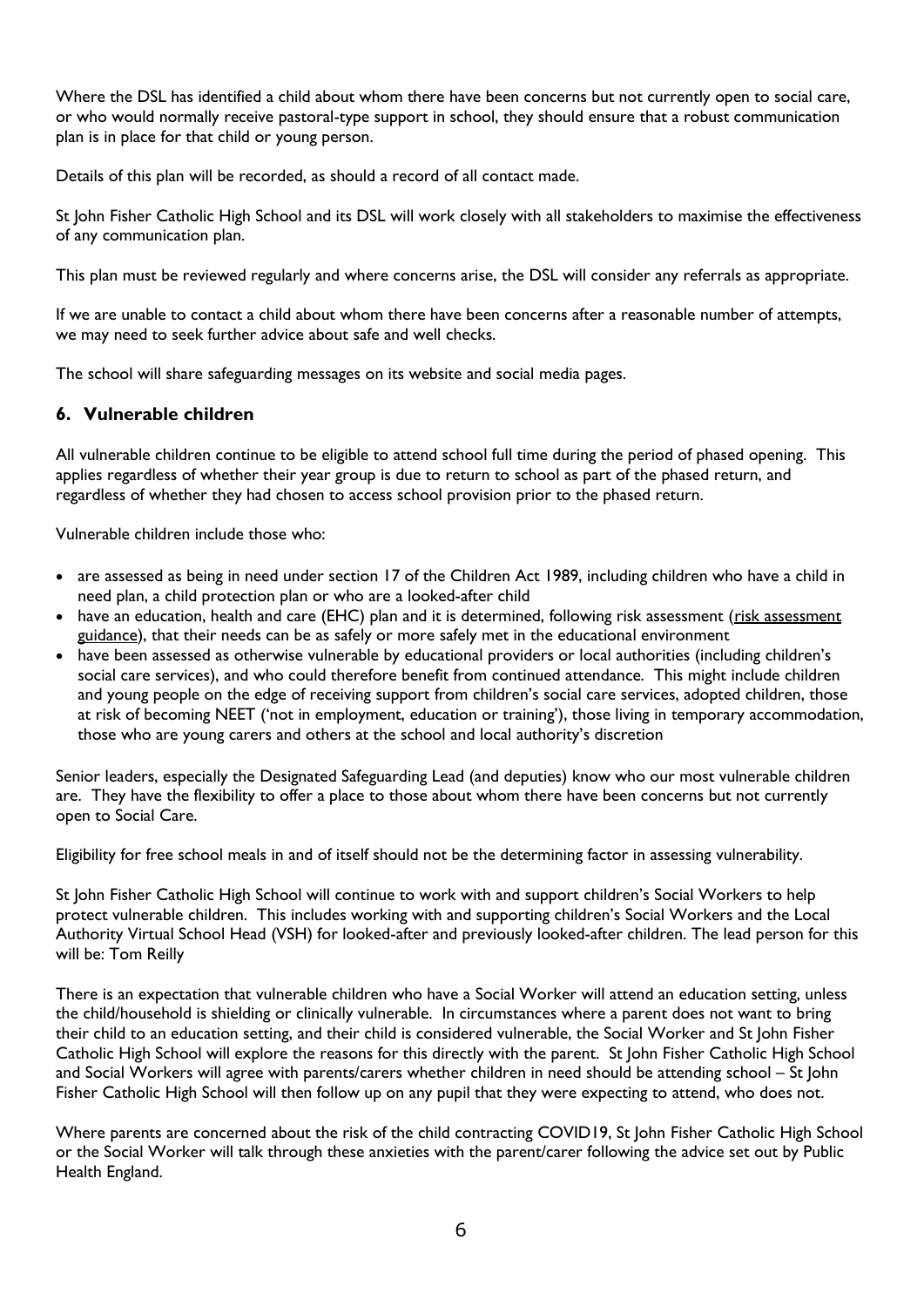Where the DSL has identified a child about whom there have been concerns but not currently open to social care, or who would normally receive pastoral-type support in school, they should ensure that a robust communication plan is in place for that child or young person.

Details of this plan will be recorded, as should a record of all contact made.

St John Fisher Catholic High School and its DSL will work closely with all stakeholders to maximise the effectiveness of any communication plan.

This plan must be reviewed regularly and where concerns arise, the DSL will consider any referrals as appropriate.

If we are unable to contact a child about whom there have been concerns after a reasonable number of attempts, we may need to seek further advice about safe and well checks.

The school will share safeguarding messages on its website and social media pages.

## 6. Vulnerable children

All vulnerable children continue to be eligible to attend school full time during the period of phased opening. This applies regardless of whether their year group is due to return to school as part of the phased return, and regardless of whether they had chosen to access school provision prior to the phased return.

Vulnerable children include those who:

- are assessed as being in need under section 17 of the Children Act 1989, including children who have a child in need plan, a child protection plan or who are a looked-after child
- have an education, health and care (EHC) plan and it is determined, following risk assessment (risk assessment guidance), that their needs can be as safely or more safely met in the educational environment
- have been assessed as otherwise vulnerable by educational providers or local authorities (including children's social care services), and who could therefore benefit from continued attendance. This might include children and young people on the edge of receiving support from children's social care services, adopted children, those at risk of becoming NEET ('not in employment, education or training'), those living in temporary accommodation, those who are young carers and others at the school and local authority's discretion

Senior leaders, especially the Designated Safeguarding Lead (and deputies) know who our most vulnerable children are. They have the flexibility to offer a place to those about whom there have been concerns but not currently open to Social Care.

Eligibility for free school meals in and of itself should not be the determining factor in assessing vulnerability.

St John Fisher Catholic High School will continue to work with and support children's Social Workers to help protect vulnerable children. This includes working with and supporting children's Social Workers and the Local Authority Virtual School Head (VSH) for looked-after and previously looked-after children. The lead person for this will be: Tom Reilly

There is an expectation that vulnerable children who have a Social Worker will attend an education setting, unless the child/household is shielding or clinically vulnerable. In circumstances where a parent does not want to bring their child to an education setting, and their child is considered vulnerable, the Social Worker and St John Fisher Catholic High School will explore the reasons for this directly with the parent. St John Fisher Catholic High School and Social Workers will agree with parents/carers whether children in need should be attending school – St John Fisher Catholic High School will then follow up on any pupil that they were expecting to attend, who does not.

Where parents are concerned about the risk of the child contracting COVID19, St John Fisher Catholic High School or the Social Worker will talk through these anxieties with the parent/carer following the advice set out by Public Health England.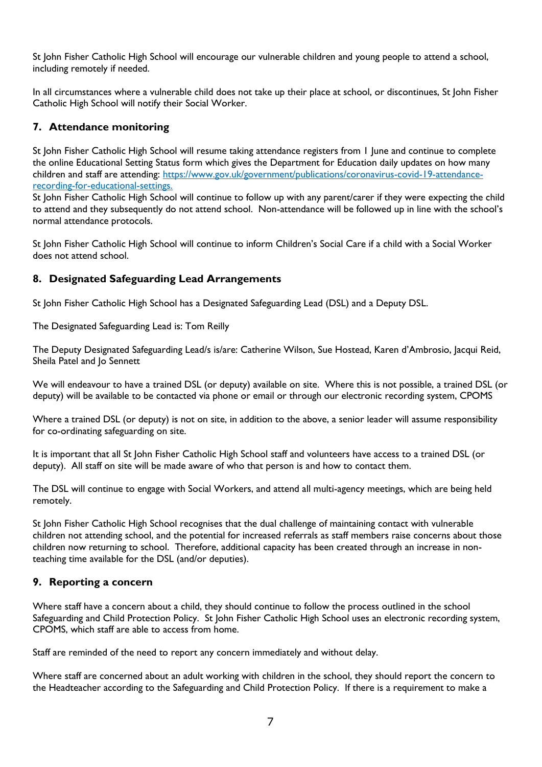St John Fisher Catholic High School will encourage our vulnerable children and young people to attend a school, including remotely if needed.

In all circumstances where a vulnerable child does not take up their place at school, or discontinues, St John Fisher Catholic High School will notify their Social Worker.

## 7. Attendance monitoring

St John Fisher Catholic High School will resume taking attendance registers from 1 June and continue to complete the online Educational Setting Status form which gives the Department for Education daily updates on how many children and staff are attending: [https://www.gov.uk/government/publications/coronavirus-covid-19-attendance-recording-for-educational-settings.](https://www.gov.uk/government/publications/coronavirus-covid-19-attendance-recording-for-educational-settings)
St John Fisher Catholic High School will continue to follow up with any parent/carer if they were expecting the child to attend and they subsequently do not attend school. Non-attendance will be followed up in line with the school's normal attendance protocols.

St John Fisher Catholic High School will continue to inform Children's Social Care if a child with a Social Worker does not attend school.

## 8. Designated Safeguarding Lead Arrangements

St John Fisher Catholic High School has a Designated Safeguarding Lead (DSL) and a Deputy DSL.

The Designated Safeguarding Lead is: Tom Reilly

The Deputy Designated Safeguarding Lead/s is/are: Catherine Wilson, Sue Hostead, Karen d'Ambrosio, Jacqui Reid, Sheila Patel and Jo Sennett

We will endeavour to have a trained DSL (or deputy) available on site. Where this is not possible, a trained DSL (or deputy) will be available to be contacted via phone or email or through our electronic recording system, CPOMS

Where a trained DSL (or deputy) is not on site, in addition to the above, a senior leader will assume responsibility for co-ordinating safeguarding on site.

It is important that all St John Fisher Catholic High School staff and volunteers have access to a trained DSL (or deputy). All staff on site will be made aware of who that person is and how to contact them.

The DSL will continue to engage with Social Workers, and attend all multi-agency meetings, which are being held remotely.

St John Fisher Catholic High School recognises that the dual challenge of maintaining contact with vulnerable children not attending school, and the potential for increased referrals as staff members raise concerns about those children now returning to school. Therefore, additional capacity has been created through an increase in non-teaching time available for the DSL (and/or deputies).

## 9. Reporting a concern

Where staff have a concern about a child, they should continue to follow the process outlined in the school Safeguarding and Child Protection Policy. St John Fisher Catholic High School uses an electronic recording system, CPOMS, which staff are able to access from home.

Staff are reminded of the need to report any concern immediately and without delay.

Where staff are concerned about an adult working with children in the school, they should report the concern to the Headteacher according to the Safeguarding and Child Protection Policy. If there is a requirement to make a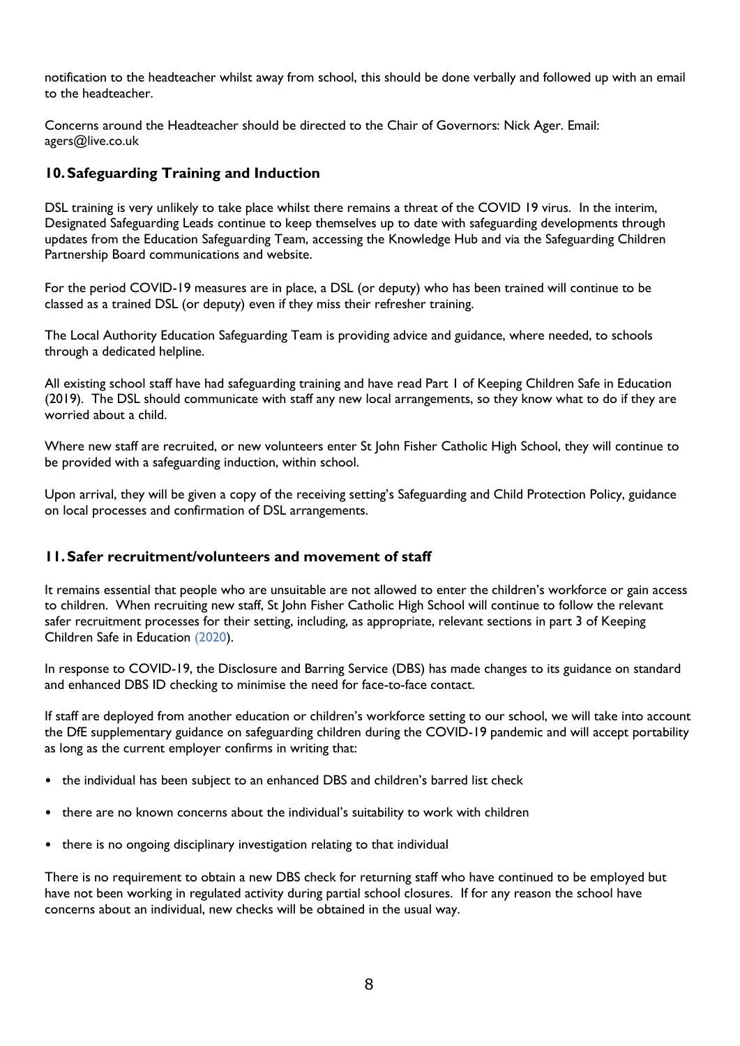notification to the headteacher whilst away from school, this should be done verbally and followed up with an email to the headteacher.

Concerns around the Headteacher should be directed to the Chair of Governors: Nick Ager. Email: agers@live.co.uk

## 10. Safeguarding Training and Induction

DSL training is very unlikely to take place whilst there remains a threat of the COVID 19 virus. In the interim, Designated Safeguarding Leads continue to keep themselves up to date with safeguarding developments through updates from the Education Safeguarding Team, accessing the Knowledge Hub and via the Safeguarding Children Partnership Board communications and website.

For the period COVID-19 measures are in place, a DSL (or deputy) who has been trained will continue to be classed as a trained DSL (or deputy) even if they miss their refresher training.

The Local Authority Education Safeguarding Team is providing advice and guidance, where needed, to schools through a dedicated helpline.

All existing school staff have had safeguarding training and have read Part 1 of Keeping Children Safe in Education (2019). The DSL should communicate with staff any new local arrangements, so they know what to do if they are worried about a child.

Where new staff are recruited, or new volunteers enter St John Fisher Catholic High School, they will continue to be provided with a safeguarding induction, within school.

Upon arrival, they will be given a copy of the receiving setting's Safeguarding and Child Protection Policy, guidance on local processes and confirmation of DSL arrangements.

## 11. Safer recruitment/volunteers and movement of staff

It remains essential that people who are unsuitable are not allowed to enter the children's workforce or gain access to children. When recruiting new staff, St John Fisher Catholic High School will continue to follow the relevant safer recruitment processes for their setting, including, as appropriate, relevant sections in part 3 of Keeping Children Safe in Education (2020).

In response to COVID-19, the Disclosure and Barring Service (DBS) has made changes to its guidance on standard and enhanced DBS ID checking to minimise the need for face-to-face contact.

If staff are deployed from another education or children's workforce setting to our school, we will take into account the DfE supplementary guidance on safeguarding children during the COVID-19 pandemic and will accept portability as long as the current employer confirms in writing that:

- the individual has been subject to an enhanced DBS and children's barred list check
- there are no known concerns about the individual's suitability to work with children
- there is no ongoing disciplinary investigation relating to that individual

There is no requirement to obtain a new DBS check for returning staff who have continued to be employed but have not been working in regulated activity during partial school closures. If for any reason the school have concerns about an individual, new checks will be obtained in the usual way.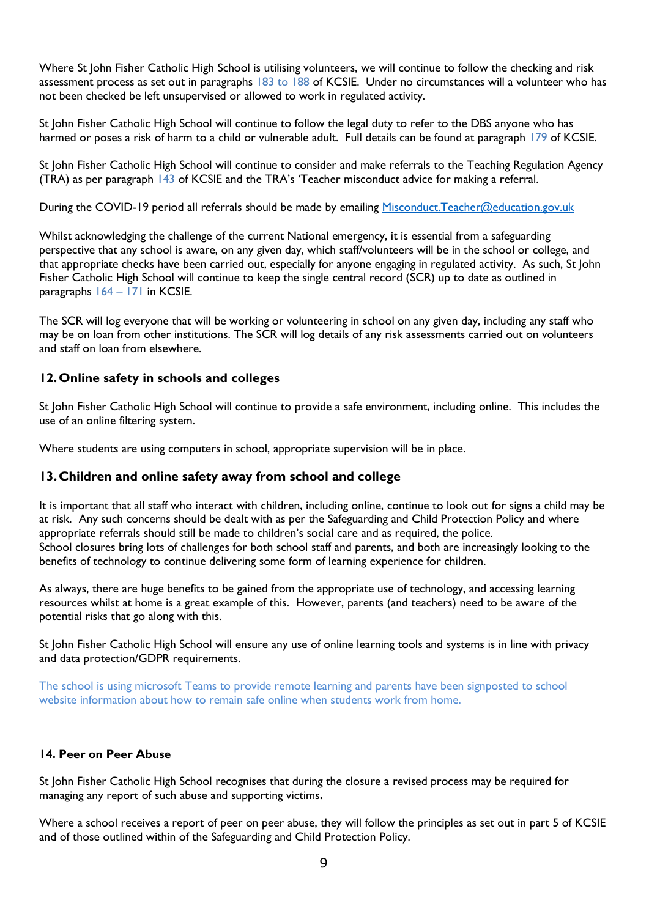Where St John Fisher Catholic High School is utilising volunteers, we will continue to follow the checking and risk assessment process as set out in paragraphs 183 to 188 of KCSIE. Under no circumstances will a volunteer who has not been checked be left unsupervised or allowed to work in regulated activity.

St John Fisher Catholic High School will continue to follow the legal duty to refer to the DBS anyone who has harmed or poses a risk of harm to a child or vulnerable adult. Full details can be found at paragraph 179 of KCSIE.

St John Fisher Catholic High School will continue to consider and make referrals to the Teaching Regulation Agency (TRA) as per paragraph 143 of KCSIE and the TRA's 'Teacher misconduct advice for making a referral.

During the COVID-19 period all referrals should be made by emailing [Misconduct.Teacher@education.gov.uk](mailto:Misconduct.Teacher@education.gov.uk)

Whilst acknowledging the challenge of the current National emergency, it is essential from a safeguarding perspective that any school is aware, on any given day, which staff/volunteers will be in the school or college, and that appropriate checks have been carried out, especially for anyone engaging in regulated activity. As such, St John Fisher Catholic High School will continue to keep the single central record (SCR) up to date as outlined in paragraphs 164 – 171 in KCSIE.

The SCR will log everyone that will be working or volunteering in school on any given day, including any staff who may be on loan from other institutions. The SCR will log details of any risk assessments carried out on volunteers and staff on loan from elsewhere.

## 12. Online safety in schools and colleges

St John Fisher Catholic High School will continue to provide a safe environment, including online. This includes the use of an online filtering system.

Where students are using computers in school, appropriate supervision will be in place.

## 13. Children and online safety away from school and college

It is important that all staff who interact with children, including online, continue to look out for signs a child may be at risk. Any such concerns should be dealt with as per the Safeguarding and Child Protection Policy and where appropriate referrals should still be made to children's social care and as required, the police.
School closures bring lots of challenges for both school staff and parents, and both are increasingly looking to the benefits of technology to continue delivering some form of learning experience for children.

As always, there are huge benefits to be gained from the appropriate use of technology, and accessing learning resources whilst at home is a great example of this. However, parents (and teachers) need to be aware of the potential risks that go along with this.

St John Fisher Catholic High School will ensure any use of online learning tools and systems is in line with privacy and data protection/GDPR requirements.

The school is using microsoft Teams to provide remote learning and parents have been signposted to school website information about how to remain safe online when students work from home.

## 14. Peer on Peer Abuse

St John Fisher Catholic High School recognises that during the closure a revised process may be required for managing any report of such abuse and supporting victims**.**

Where a school receives a report of peer on peer abuse, they will follow the principles as set out in part 5 of KCSIE and of those outlined within of the Safeguarding and Child Protection Policy.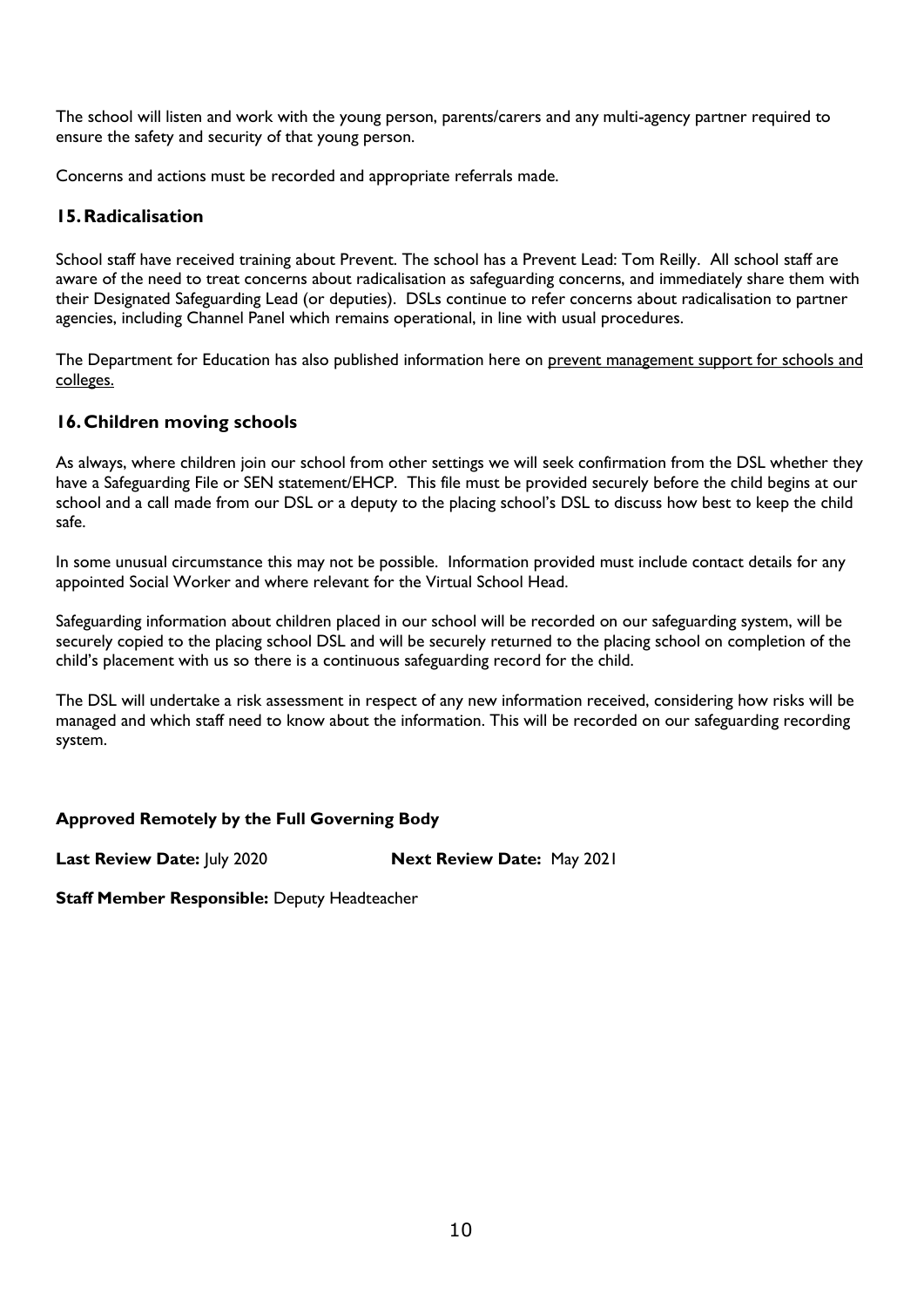The school will listen and work with the young person, parents/carers and any multi-agency partner required to ensure the safety and security of that young person.

Concerns and actions must be recorded and appropriate referrals made.

## 15. Radicalisation

School staff have received training about Prevent. The school has a Prevent Lead: Tom Reilly. All school staff are aware of the need to treat concerns about radicalisation as safeguarding concerns, and immediately share them with their Designated Safeguarding Lead (or deputies). DSLs continue to refer concerns about radicalisation to partner agencies, including Channel Panel which remains operational, in line with usual procedures.

The Department for Education has also published information here on prevent management support for schools and colleges.

## 16. Children moving schools

As always, where children join our school from other settings we will seek confirmation from the DSL whether they have a Safeguarding File or SEN statement/EHCP. This file must be provided securely before the child begins at our school and a call made from our DSL or a deputy to the placing school's DSL to discuss how best to keep the child safe.

In some unusual circumstance this may not be possible. Information provided must include contact details for any appointed Social Worker and where relevant for the Virtual School Head.

Safeguarding information about children placed in our school will be recorded on our safeguarding system, will be securely copied to the placing school DSL and will be securely returned to the placing school on completion of the child's placement with us so there is a continuous safeguarding record for the child.

The DSL will undertake a risk assessment in respect of any new information received, considering how risks will be managed and which staff need to know about the information. This will be recorded on our safeguarding recording system.

**Approved Remotely by the Full Governing Body**

**Last Review Date:** July 2020 **Next Review Date:** May 2021

**Staff Member Responsible:** Deputy Headteacher